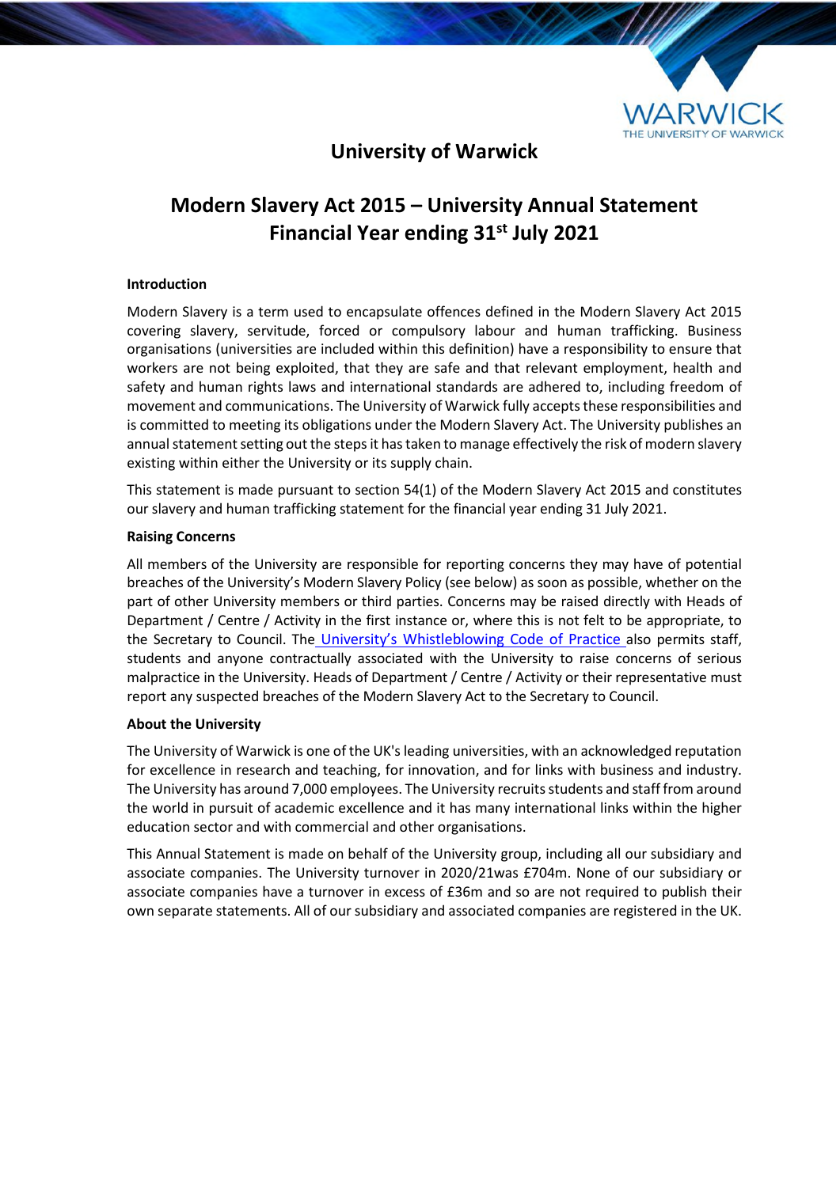# University of Warwick

# Modern Slavery Act 2015 – University Annual Statement Financial Year ending 31st July 2021

**Introduction**

Modern Slavery is a term used to encapsulate offences defined in the Modern Slavery Act 2015 covering slavery, servitude, forced or compulsory labour and human trafficking. Business organisations (universities are included within this definition) have a responsibility to ensure that workers are not being exploited, that they are safe and that relevant employment, health and safety and human rights laws and international standards are adhered to, including freedom of movement and communications. The University of Warwick fully accepts these responsibilities and is committed to meeting its obligations under the Modern Slavery Act. The University publishes an annual statement setting out the steps it has taken to manage effectively the risk of modern slavery existing within either the University or its supply chain.

This statement is made pursuant to section 54(1) of the Modern Slavery Act 2015 and constitutes our slavery and human trafficking statement for the financial year ending 31 July 2021.

**Raising Concerns**

All members of the University are responsible for reporting concerns they may have of potential breaches of the University's Modern Slavery Policy (see below) as soon as possible, whether on the part of other University members or third parties. Concerns may be raised directly with Heads of Department / Centre / Activity in the first instance or, where this is not felt to be appropriate, to the Secretary to Council. The University's Whistleblowing Code of Practice also permits staff, students and anyone contractually associated with the University to raise concerns of serious malpractice in the University. Heads of Department / Centre / Activity or their representative must report any suspected breaches of the Modern Slavery Act to the Secretary to Council.

**About the University**

The University of Warwick is one of the UK's leading universities, with an acknowledged reputation for excellence in research and teaching, for innovation, and for links with business and industry. The University has around 7,000 employees. The University recruits students and staff from around the world in pursuit of academic excellence and it has many international links within the higher education sector and with commercial and other organisations.

This Annual Statement is made on behalf of the University group, including all our subsidiary and associate companies. The University turnover in 2020/21was £704m. None of our subsidiary or associate companies have a turnover in excess of £36m and so are not required to publish their own separate statements. All of our subsidiary and associated companies are registered in the UK.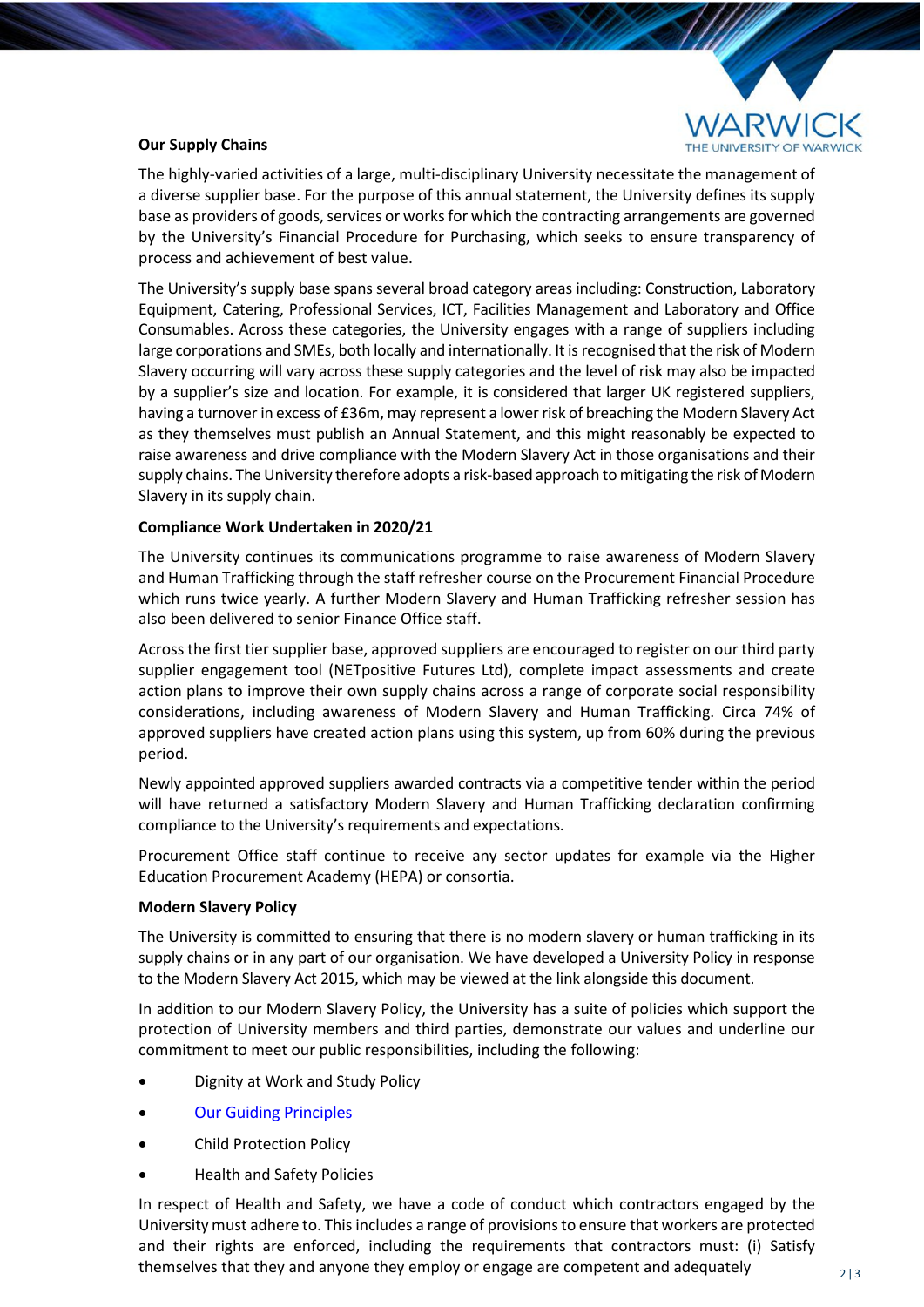**Our Supply Chains**

The highly-varied activities of a large, multi-disciplinary University necessitate the management of a diverse supplier base. For the purpose of this annual statement, the University defines its supply base as providers of goods, services or works for which the contracting arrangements are governed by the University's Financial Procedure for Purchasing, which seeks to ensure transparency of process and achievement of best value.

The University's supply base spans several broad category areas including: Construction, Laboratory Equipment, Catering, Professional Services, ICT, Facilities Management and Laboratory and Office Consumables. Across these categories, the University engages with a range of suppliers including large corporations and SMEs, both locally and internationally. It is recognised that the risk of Modern Slavery occurring will vary across these supply categories and the level of risk may also be impacted by a supplier's size and location. For example, it is considered that larger UK registered suppliers, having a turnover in excess of £36m, may represent a lower risk of breaching the Modern Slavery Act as they themselves must publish an Annual Statement, and this might reasonably be expected to raise awareness and drive compliance with the Modern Slavery Act in those organisations and their supply chains. The University therefore adopts a risk-based approach to mitigating the risk of Modern Slavery in its supply chain.

**Compliance Work Undertaken in 2020/21**

The University continues its communications programme to raise awareness of Modern Slavery and Human Trafficking through the staff refresher course on the Procurement Financial Procedure which runs twice yearly. A further Modern Slavery and Human Trafficking refresher session has also been delivered to senior Finance Office staff.

Across the first tier supplier base, approved suppliers are encouraged to register on our third party supplier engagement tool (NETpositive Futures Ltd), complete impact assessments and create action plans to improve their own supply chains across a range of corporate social responsibility considerations, including awareness of Modern Slavery and Human Trafficking. Circa 74% of approved suppliers have created action plans using this system, up from 60% during the previous period.

Newly appointed approved suppliers awarded contracts via a competitive tender within the period will have returned a satisfactory Modern Slavery and Human Trafficking declaration confirming compliance to the University's requirements and expectations.

Procurement Office staff continue to receive any sector updates for example via the Higher Education Procurement Academy (HEPA) or consortia.

**Modern Slavery Policy**

The University is committed to ensuring that there is no modern slavery or human trafficking in its supply chains or in any part of our organisation. We have developed a University Policy in response to the Modern Slavery Act 2015, which may be viewed at the link alongside this document.

In addition to our Modern Slavery Policy, the University has a suite of policies which support the protection of University members and third parties, demonstrate our values and underline our commitment to meet our public responsibilities, including the following:

- Dignity at Work and Study Policy
- Our Guiding Principles
- Child Protection Policy
- Health and Safety Policies

In respect of Health and Safety, we have a code of conduct which contractors engaged by the University must adhere to. This includes a range of provisions to ensure that workers are protected and their rights are enforced, including the requirements that contractors must: (i) Satisfy themselves that they and anyone they employ or engage are competent and adequately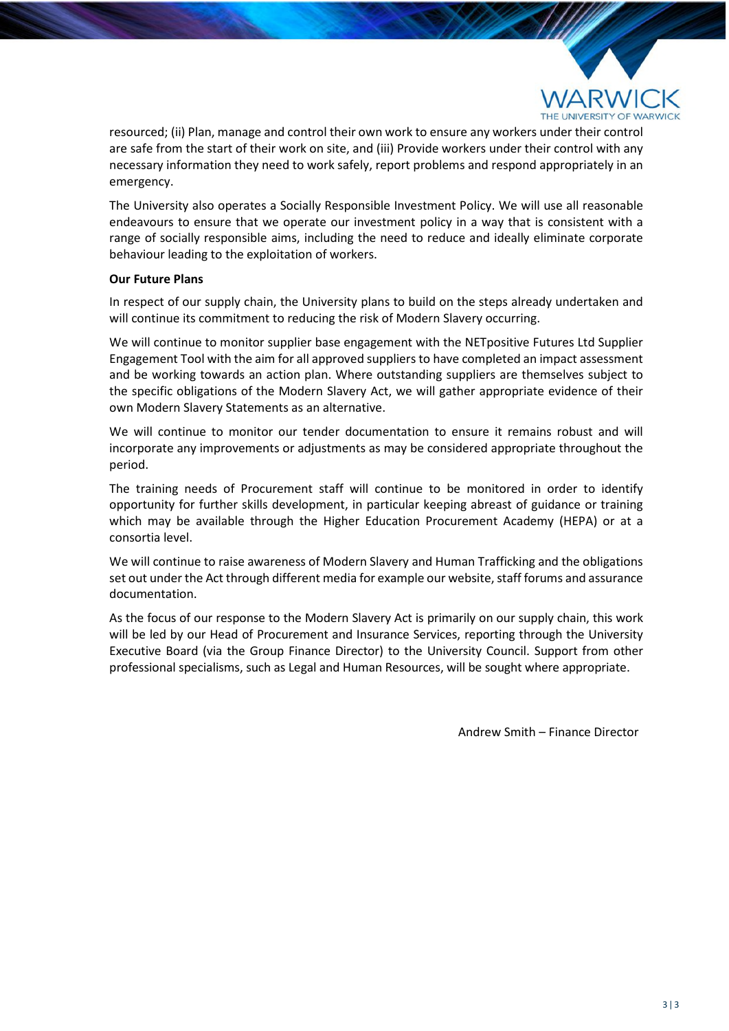resourced; (ii) Plan, manage and control their own work to ensure any workers under their control are safe from the start of their work on site, and (iii) Provide workers under their control with any necessary information they need to work safely, report problems and respond appropriately in an emergency.

The University also operates a Socially Responsible Investment Policy. We will use all reasonable endeavours to ensure that we operate our investment policy in a way that is consistent with a range of socially responsible aims, including the need to reduce and ideally eliminate corporate behaviour leading to the exploitation of workers.

**Our Future Plans**

In respect of our supply chain, the University plans to build on the steps already undertaken and will continue its commitment to reducing the risk of Modern Slavery occurring.

We will continue to monitor supplier base engagement with the NETpositive Futures Ltd Supplier Engagement Tool with the aim for all approved suppliers to have completed an impact assessment and be working towards an action plan. Where outstanding suppliers are themselves subject to the specific obligations of the Modern Slavery Act, we will gather appropriate evidence of their own Modern Slavery Statements as an alternative.

We will continue to monitor our tender documentation to ensure it remains robust and will incorporate any improvements or adjustments as may be considered appropriate throughout the period.

The training needs of Procurement staff will continue to be monitored in order to identify opportunity for further skills development, in particular keeping abreast of guidance or training which may be available through the Higher Education Procurement Academy (HEPA) or at a consortia level.

We will continue to raise awareness of Modern Slavery and Human Trafficking and the obligations set out under the Act through different media for example our website, staff forums and assurance documentation.

As the focus of our response to the Modern Slavery Act is primarily on our supply chain, this work will be led by our Head of Procurement and Insurance Services, reporting through the University Executive Board (via the Group Finance Director) to the University Council. Support from other professional specialisms, such as Legal and Human Resources, will be sought where appropriate.

Andrew Smith – Finance Director